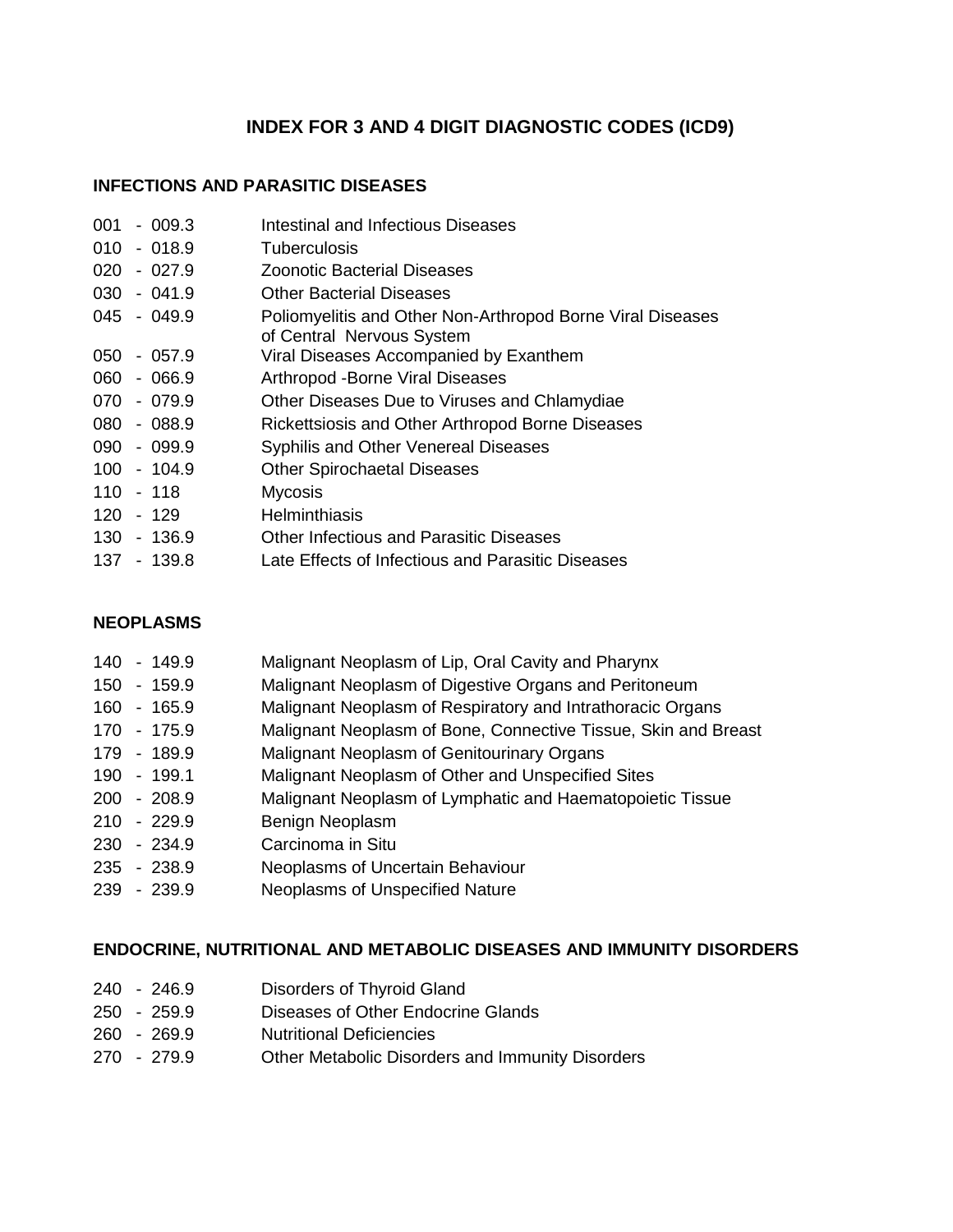# INDEX FOR 3 AND 4 DIGIT DIAGNOSTIC CODES (ICD9)

## INFECTIONS AND PARASITIC DISEASES

| Code Range | Description |
|---|---|
| 001 - 009.3 | Intestinal and Infectious Diseases |
| 010 - 018.9 | Tuberculosis |
| 020 - 027.9 | Zoonotic Bacterial Diseases |
| 030 - 041.9 | Other Bacterial Diseases |
| 045 - 049.9 | Poliomyelitis and Other Non-Arthropod Borne Viral Diseases of Central Nervous System |
| 050 - 057.9 | Viral Diseases Accompanied by Exanthem |
| 060 - 066.9 | Arthropod -Borne Viral Diseases |
| 070 - 079.9 | Other Diseases Due to Viruses and Chlamydiae |
| 080 - 088.9 | Rickettsiosis and Other Arthropod Borne Diseases |
| 090 - 099.9 | Syphilis and Other Venereal Diseases |
| 100 - 104.9 | Other Spirochaetal Diseases |
| 110 - 118 | Mycosis |
| 120 - 129 | Helminthiasis |
| 130 - 136.9 | Other Infectious and Parasitic Diseases |
| 137 - 139.8 | Late Effects of Infectious and Parasitic Diseases |

## NEOPLASMS

| Code Range | Description |
|---|---|
| 140 - 149.9 | Malignant Neoplasm of Lip, Oral Cavity and Pharynx |
| 150 - 159.9 | Malignant Neoplasm of Digestive Organs and Peritoneum |
| 160 - 165.9 | Malignant Neoplasm of Respiratory and Intrathoracic Organs |
| 170 - 175.9 | Malignant Neoplasm of Bone, Connective Tissue, Skin and Breast |
| 179 - 189.9 | Malignant Neoplasm of Genitourinary Organs |
| 190 - 199.1 | Malignant Neoplasm of Other and Unspecified Sites |
| 200 - 208.9 | Malignant Neoplasm of Lymphatic and Haematopoietic Tissue |
| 210 - 229.9 | Benign Neoplasm |
| 230 - 234.9 | Carcinoma in Situ |
| 235 - 238.9 | Neoplasms of Uncertain Behaviour |
| 239 - 239.9 | Neoplasms of Unspecified Nature |

## ENDOCRINE, NUTRITIONAL AND METABOLIC DISEASES AND IMMUNITY DISORDERS

| Code Range | Description |
|---|---|
| 240 - 246.9 | Disorders of Thyroid Gland |
| 250 - 259.9 | Diseases of Other Endocrine Glands |
| 260 - 269.9 | Nutritional Deficiencies |
| 270 - 279.9 | Other Metabolic Disorders and Immunity Disorders |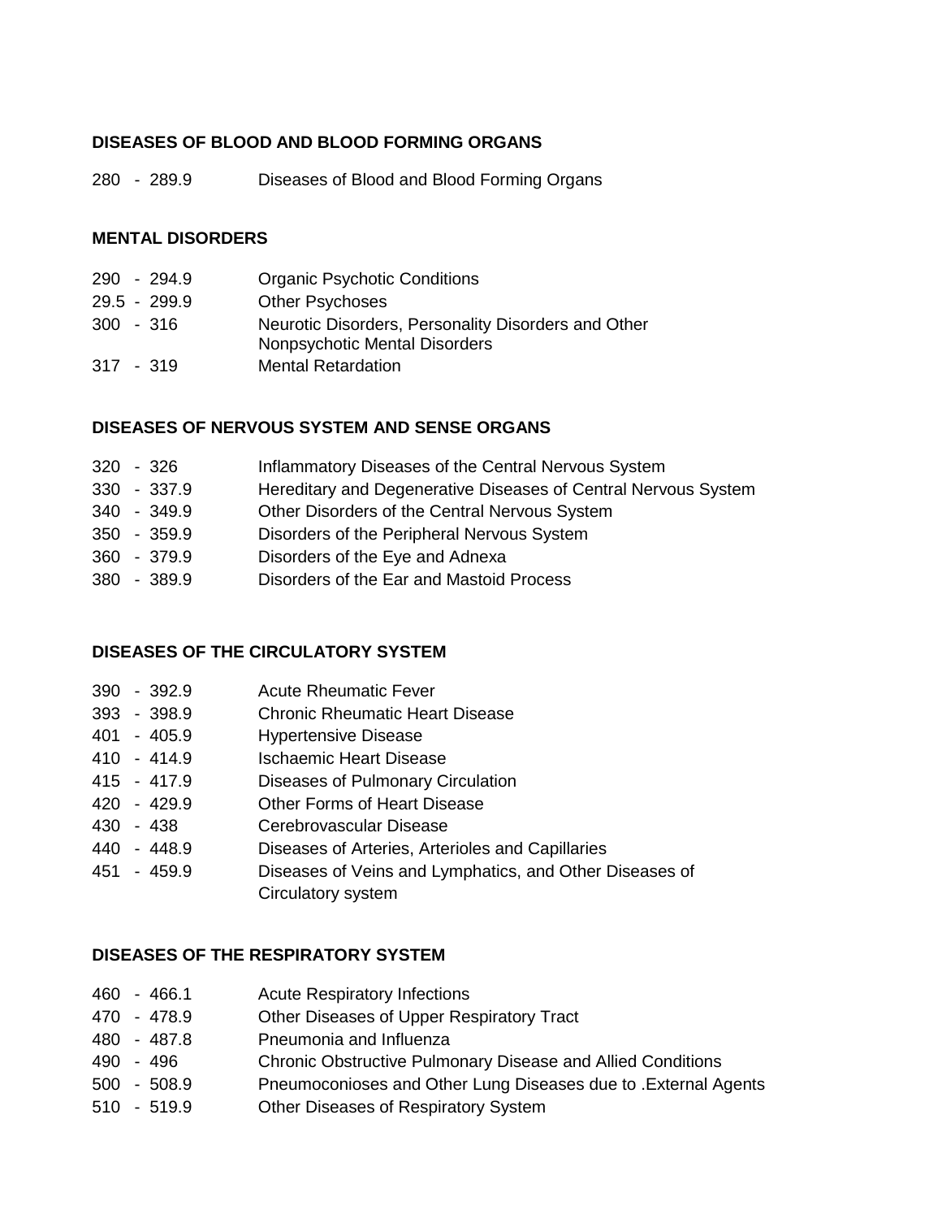## DISEASES OF BLOOD AND BLOOD FORMING ORGANS

| | |
|---|---|
| 280 - 289.9 | Diseases of Blood and Blood Forming Organs |

## MENTAL DISORDERS

| | |
|---|---|
| 290 - 294.9 | Organic Psychotic Conditions |
| 29.5 - 299.9 | Other Psychoses |
| 300 - 316 | Neurotic Disorders, Personality Disorders and Other Nonpsychotic Mental Disorders |
| 317 - 319 | Mental Retardation |

## DISEASES OF NERVOUS SYSTEM AND SENSE ORGANS

| | |
|---|---|
| 320 - 326 | Inflammatory Diseases of the Central Nervous System |
| 330 - 337.9 | Hereditary and Degenerative Diseases of Central Nervous System |
| 340 - 349.9 | Other Disorders of the Central Nervous System |
| 350 - 359.9 | Disorders of the Peripheral Nervous System |
| 360 - 379.9 | Disorders of the Eye and Adnexa |
| 380 - 389.9 | Disorders of the Ear and Mastoid Process |

## DISEASES OF THE CIRCULATORY SYSTEM

| | |
|---|---|
| 390 - 392.9 | Acute Rheumatic Fever |
| 393 - 398.9 | Chronic Rheumatic Heart Disease |
| 401 - 405.9 | Hypertensive Disease |
| 410 - 414.9 | Ischaemic Heart Disease |
| 415 - 417.9 | Diseases of Pulmonary Circulation |
| 420 - 429.9 | Other Forms of Heart Disease |
| 430 - 438 | Cerebrovascular Disease |
| 440 - 448.9 | Diseases of Arteries, Arterioles and Capillaries |
| 451 - 459.9 | Diseases of Veins and Lymphatics, and Other Diseases of Circulatory system |

## DISEASES OF THE RESPIRATORY SYSTEM

| | |
|---|---|
| 460 - 466.1 | Acute Respiratory Infections |
| 470 - 478.9 | Other Diseases of Upper Respiratory Tract |
| 480 - 487.8 | Pneumonia and Influenza |
| 490 - 496 | Chronic Obstructive Pulmonary Disease and Allied Conditions |
| 500 - 508.9 | Pneumoconioses and Other Lung Diseases due to .External Agents |
| 510 - 519.9 | Other Diseases of Respiratory System |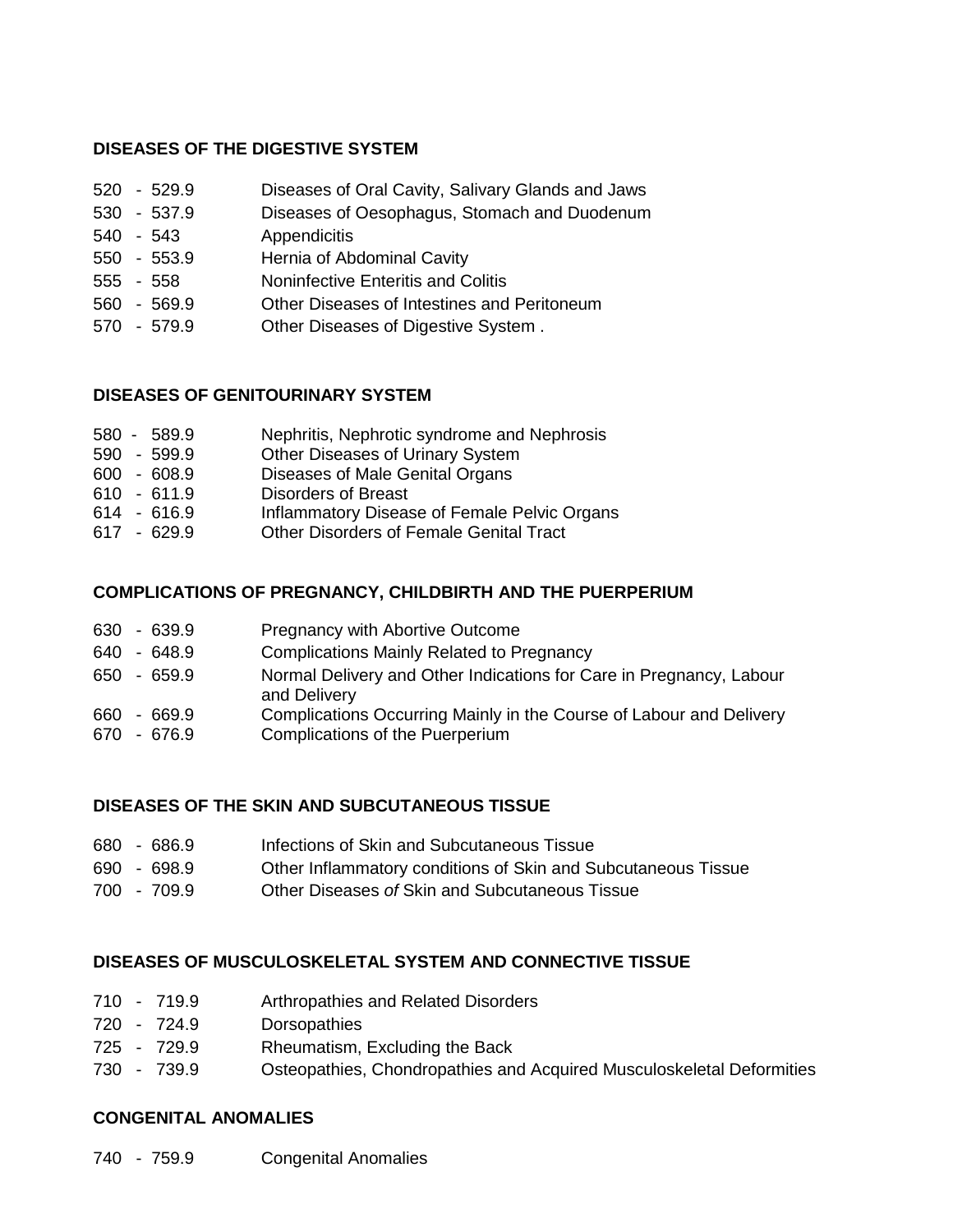**DISEASES OF THE DIGESTIVE SYSTEM**

| | |
|---|---|
| 520 - 529.9 | Diseases of Oral Cavity, Salivary Glands and Jaws |
| 530 - 537.9 | Diseases of Oesophagus, Stomach and Duodenum |
| 540 - 543 | Appendicitis |
| 550 - 553.9 | Hernia of Abdominal Cavity |
| 555 - 558 | Noninfective Enteritis and Colitis |
| 560 - 569.9 | Other Diseases of Intestines and Peritoneum |
| 570 - 579.9 | Other Diseases of Digestive System . |

**DISEASES OF GENITOURINARY SYSTEM**

| | |
|---|---|
| 580 - 589.9 | Nephritis, Nephrotic syndrome and Nephrosis |
| 590 - 599.9 | Other Diseases of Urinary System |
| 600 - 608.9 | Diseases of Male Genital Organs |
| 610 - 611.9 | Disorders of Breast |
| 614 - 616.9 | Inflammatory Disease of Female Pelvic Organs |
| 617 - 629.9 | Other Disorders of Female Genital Tract |

**COMPLICATIONS OF PREGNANCY, CHILDBIRTH AND THE PUERPERIUM**

| | |
|---|---|
| 630 - 639.9 | Pregnancy with Abortive Outcome |
| 640 - 648.9 | Complications Mainly Related to Pregnancy |
| 650 - 659.9 | Normal Delivery and Other Indications for Care in Pregnancy, Labour and Delivery |
| 660 - 669.9 | Complications Occurring Mainly in the Course of Labour and Delivery |
| 670 - 676.9 | Complications of the Puerperium |

**DISEASES OF THE SKIN AND SUBCUTANEOUS TISSUE**

| | |
|---|---|
| 680 - 686.9 | Infections of Skin and Subcutaneous Tissue |
| 690 - 698.9 | Other Inflammatory conditions of Skin and Subcutaneous Tissue |
| 700 - 709.9 | Other Diseases *of* Skin and Subcutaneous Tissue |

**DISEASES OF MUSCULOSKELETAL SYSTEM AND CONNECTIVE TISSUE**

| | |
|---|---|
| 710 - 719.9 | Arthropathies and Related Disorders |
| 720 - 724.9 | Dorsopathies |
| 725 - 729.9 | Rheumatism, Excluding the Back |
| 730 - 739.9 | Osteopathies, Chondropathies and Acquired Musculoskeletal Deformities |

**CONGENITAL ANOMALIES**

| | |
|---|---|
| 740 - 759.9 | Congenital Anomalies |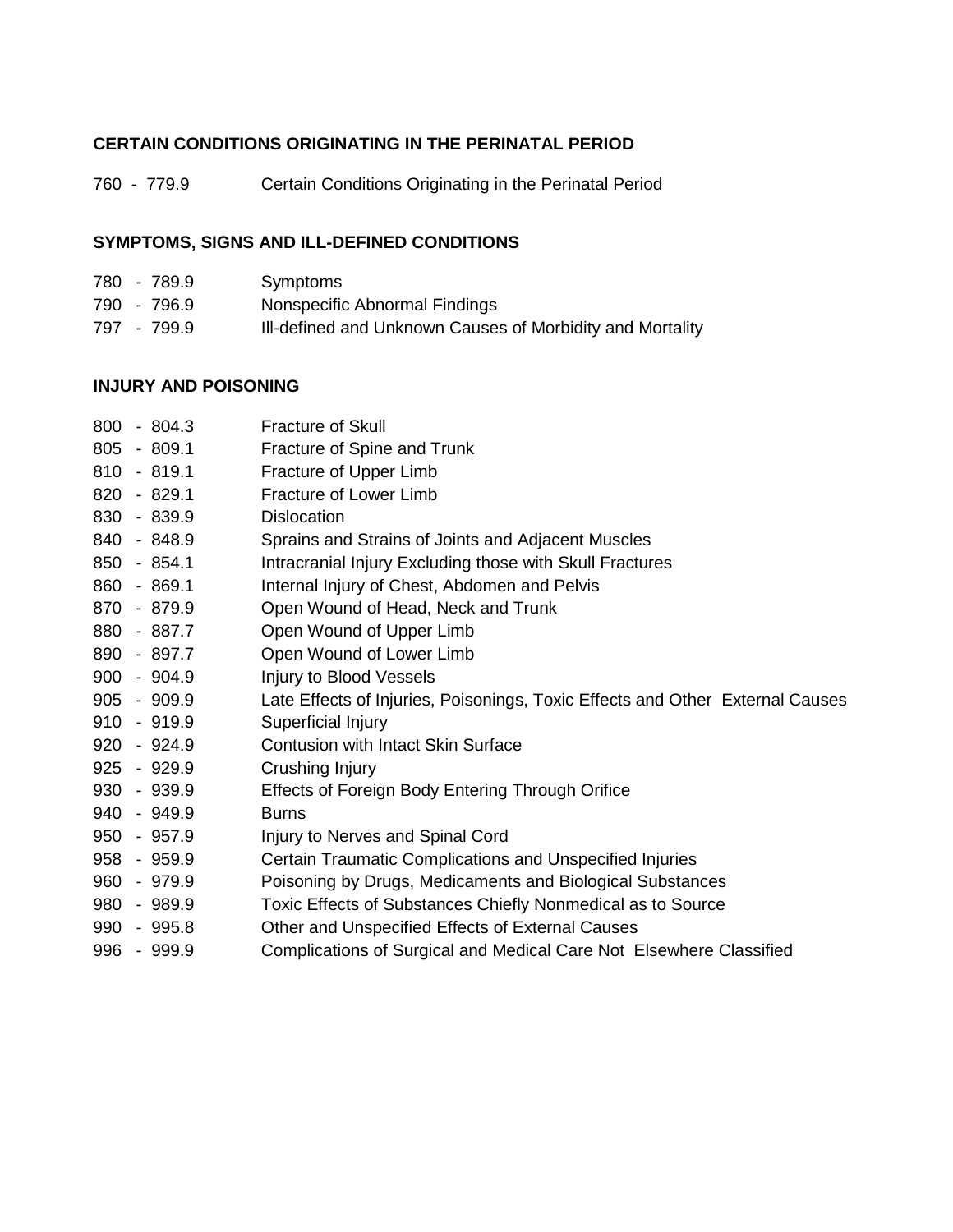**CERTAIN CONDITIONS ORIGINATING IN THE PERINATAL PERIOD**

760 - 779.9 Certain Conditions Originating in the Perinatal Period

**SYMPTOMS, SIGNS AND ILL-DEFINED CONDITIONS**

780 - 789.9 Symptoms
790 - 796.9 Nonspecific Abnormal Findings
797 - 799.9 Ill-defined and Unknown Causes of Morbidity and Mortality

**INJURY AND POISONING**

800 - 804.3 Fracture of Skull
805 - 809.1 Fracture of Spine and Trunk
810 - 819.1 Fracture of Upper Limb
820 - 829.1 Fracture of Lower Limb
830 - 839.9 Dislocation
840 - 848.9 Sprains and Strains of Joints and Adjacent Muscles
850 - 854.1 Intracranial Injury Excluding those with Skull Fractures
860 - 869.1 Internal Injury of Chest, Abdomen and Pelvis
870 - 879.9 Open Wound of Head, Neck and Trunk
880 - 887.7 Open Wound of Upper Limb
890 - 897.7 Open Wound of Lower Limb
900 - 904.9 Injury to Blood Vessels
905 - 909.9 Late Effects of Injuries, Poisonings, Toxic Effects and Other External Causes
910 - 919.9 Superficial Injury
920 - 924.9 Contusion with Intact Skin Surface
925 - 929.9 Crushing Injury
930 - 939.9 Effects of Foreign Body Entering Through Orifice
940 - 949.9 Burns
950 - 957.9 Injury to Nerves and Spinal Cord
958 - 959.9 Certain Traumatic Complications and Unspecified Injuries
960 - 979.9 Poisoning by Drugs, Medicaments and Biological Substances
980 - 989.9 Toxic Effects of Substances Chiefly Nonmedical as to Source
990 - 995.8 Other and Unspecified Effects of External Causes
996 - 999.9 Complications of Surgical and Medical Care Not Elsewhere Classified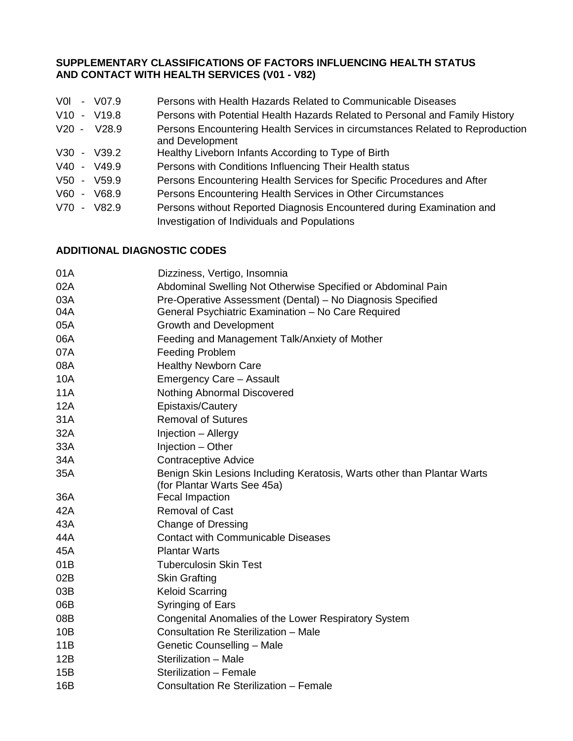**SUPPLEMENTARY CLASSIFICATIONS OF FACTORS INFLUENCING HEALTH STATUS AND CONTACT WITH HEALTH SERVICES (V01 - V82)**

| | |
|---|---|
| V0l - V07.9 | Persons with Health Hazards Related to Communicable Diseases |
| V10 - V19.8 | Persons with Potential Health Hazards Related to Personal and Family History |
| V20 - V28.9 | Persons Encountering Health Services in circumstances Related to Reproduction and Development |
| V30 - V39.2 | Healthy Liveborn Infants According to Type of Birth |
| V40 - V49.9 | Persons with Conditions Influencing Their Health status |
| V50 - V59.9 | Persons Encountering Health Services for Specific Procedures and After |
| V60 - V68.9 | Persons Encountering Health Services in Other Circumstances |
| V70 - V82.9 | Persons without Reported Diagnosis Encountered during Examination and Investigation of Individuals and Populations |

**ADDITIONAL DIAGNOSTIC CODES**

| | |
|---|---|
| 01A | Dizziness, Vertigo, Insomnia |
| 02A | Abdominal Swelling Not Otherwise Specified or Abdominal Pain |
| 03A | Pre-Operative Assessment (Dental) – No Diagnosis Specified |
| 04A | General Psychiatric Examination – No Care Required |
| 05A | Growth and Development |
| 06A | Feeding and Management Talk/Anxiety of Mother |
| 07A | Feeding Problem |
| 08A | Healthy Newborn Care |
| 10A | Emergency Care – Assault |
| 11A | Nothing Abnormal Discovered |
| 12A | Epistaxis/Cautery |
| 31A | Removal of Sutures |
| 32A | Injection – Allergy |
| 33A | Injection – Other |
| 34A | Contraceptive Advice |
| 35A | Benign Skin Lesions Including Keratosis, Warts other than Plantar Warts (for Plantar Warts See 45a) |
| 36A | Fecal Impaction |
| 42A | Removal of Cast |
| 43A | Change of Dressing |
| 44A | Contact with Communicable Diseases |
| 45A | Plantar Warts |
| 01B | Tuberculosin Skin Test |
| 02B | Skin Grafting |
| 03B | Keloid Scarring |
| 06B | Syringing of Ears |
| 08B | Congenital Anomalies of the Lower Respiratory System |
| 10B | Consultation Re Sterilization – Male |
| 11B | Genetic Counselling – Male |
| 12B | Sterilization – Male |
| 15B | Sterilization – Female |
| 16B | Consultation Re Sterilization – Female |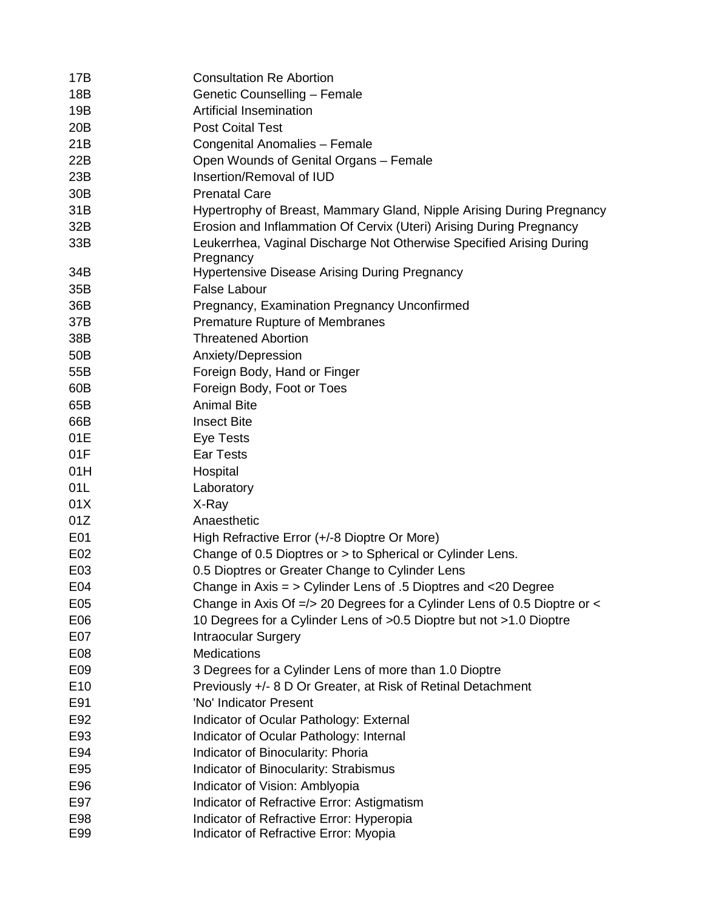| | |
|---|---|
| 17B | Consultation Re Abortion |
| 18B | Genetic Counselling – Female |
| 19B | Artificial Insemination |
| 20B | Post Coital Test |
| 21B | Congenital Anomalies – Female |
| 22B | Open Wounds of Genital Organs – Female |
| 23B | Insertion/Removal of IUD |
| 30B | Prenatal Care |
| 31B | Hypertrophy of Breast, Mammary Gland, Nipple Arising During Pregnancy |
| 32B | Erosion and Inflammation Of Cervix (Uteri) Arising During Pregnancy |
| 33B | Leukerrhea, Vaginal Discharge Not Otherwise Specified Arising During Pregnancy |
| 34B | Hypertensive Disease Arising During Pregnancy |
| 35B | False Labour |
| 36B | Pregnancy, Examination Pregnancy Unconfirmed |
| 37B | Premature Rupture of Membranes |
| 38B | Threatened Abortion |
| 50B | Anxiety/Depression |
| 55B | Foreign Body, Hand or Finger |
| 60B | Foreign Body, Foot or Toes |
| 65B | Animal Bite |
| 66B | Insect Bite |
| 01E | Eye Tests |
| 01F | Ear Tests |
| 01H | Hospital |
| 01L | Laboratory |
| 01X | X-Ray |
| 01Z | Anaesthetic |
| E01 | High Refractive Error (+/-8 Dioptre Or More) |
| E02 | Change of 0.5 Dioptres or > to Spherical or Cylinder Lens. |
| E03 | 0.5 Dioptres or Greater Change to Cylinder Lens |
| E04 | Change in Axis = > Cylinder Lens of .5 Dioptres and <20 Degree |
| E05 | Change in Axis Of =/> 20 Degrees for a Cylinder Lens of 0.5 Dioptre or < |
| E06 | 10 Degrees for a Cylinder Lens of >0.5 Dioptre but not >1.0 Dioptre |
| E07 | Intraocular Surgery |
| E08 | Medications |
| E09 | 3 Degrees for a Cylinder Lens of more than 1.0 Dioptre |
| E10 | Previously +/- 8 D Or Greater, at Risk of Retinal Detachment |
| E91 | 'No' Indicator Present |
| E92 | Indicator of Ocular Pathology: External |
| E93 | Indicator of Ocular Pathology: Internal |
| E94 | Indicator of Binocularity: Phoria |
| E95 | Indicator of Binocularity: Strabismus |
| E96 | Indicator of Vision: Amblyopia |
| E97 | Indicator of Refractive Error: Astigmatism |
| E98 | Indicator of Refractive Error: Hyperopia |
| E99 | Indicator of Refractive Error: Myopia |